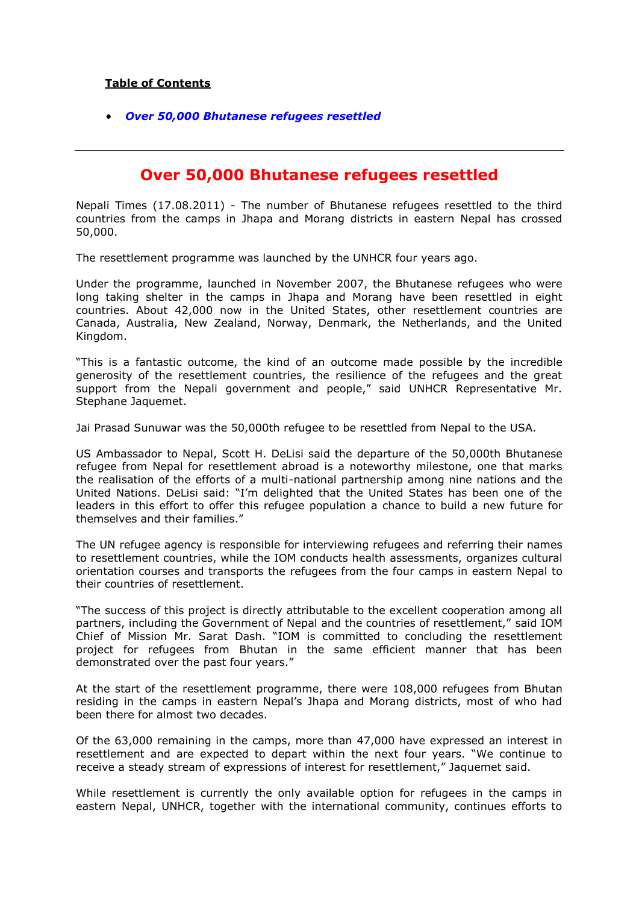**Table of Contents**

- *Over 50,000 Bhutanese refugees resettled*

---

# Over 50,000 Bhutanese refugees resettled

Nepali Times (17.08.2011) - The number of Bhutanese refugees resettled to the third countries from the camps in Jhapa and Morang districts in eastern Nepal has crossed 50,000.

The resettlement programme was launched by the UNHCR four years ago.

Under the programme, launched in November 2007, the Bhutanese refugees who were long taking shelter in the camps in Jhapa and Morang have been resettled in eight countries. About 42,000 now in the United States, other resettlement countries are Canada, Australia, New Zealand, Norway, Denmark, the Netherlands, and the United Kingdom.

"This is a fantastic outcome, the kind of an outcome made possible by the incredible generosity of the resettlement countries, the resilience of the refugees and the great support from the Nepali government and people," said UNHCR Representative Mr. Stephane Jaquemet.

Jai Prasad Sunuwar was the 50,000th refugee to be resettled from Nepal to the USA.

US Ambassador to Nepal, Scott H. DeLisi said the departure of the 50,000th Bhutanese refugee from Nepal for resettlement abroad is a noteworthy milestone, one that marks the realisation of the efforts of a multi-national partnership among nine nations and the United Nations. DeLisi said: "I'm delighted that the United States has been one of the leaders in this effort to offer this refugee population a chance to build a new future for themselves and their families."

The UN refugee agency is responsible for interviewing refugees and referring their names to resettlement countries, while the IOM conducts health assessments, organizes cultural orientation courses and transports the refugees from the four camps in eastern Nepal to their countries of resettlement.

"The success of this project is directly attributable to the excellent cooperation among all partners, including the Government of Nepal and the countries of resettlement," said IOM Chief of Mission Mr. Sarat Dash. "IOM is committed to concluding the resettlement project for refugees from Bhutan in the same efficient manner that has been demonstrated over the past four years."

At the start of the resettlement programme, there were 108,000 refugees from Bhutan residing in the camps in eastern Nepal's Jhapa and Morang districts, most of who had been there for almost two decades.

Of the 63,000 remaining in the camps, more than 47,000 have expressed an interest in resettlement and are expected to depart within the next four years. "We continue to receive a steady stream of expressions of interest for resettlement," Jaquemet said.

While resettlement is currently the only available option for refugees in the camps in eastern Nepal, UNHCR, together with the international community, continues efforts to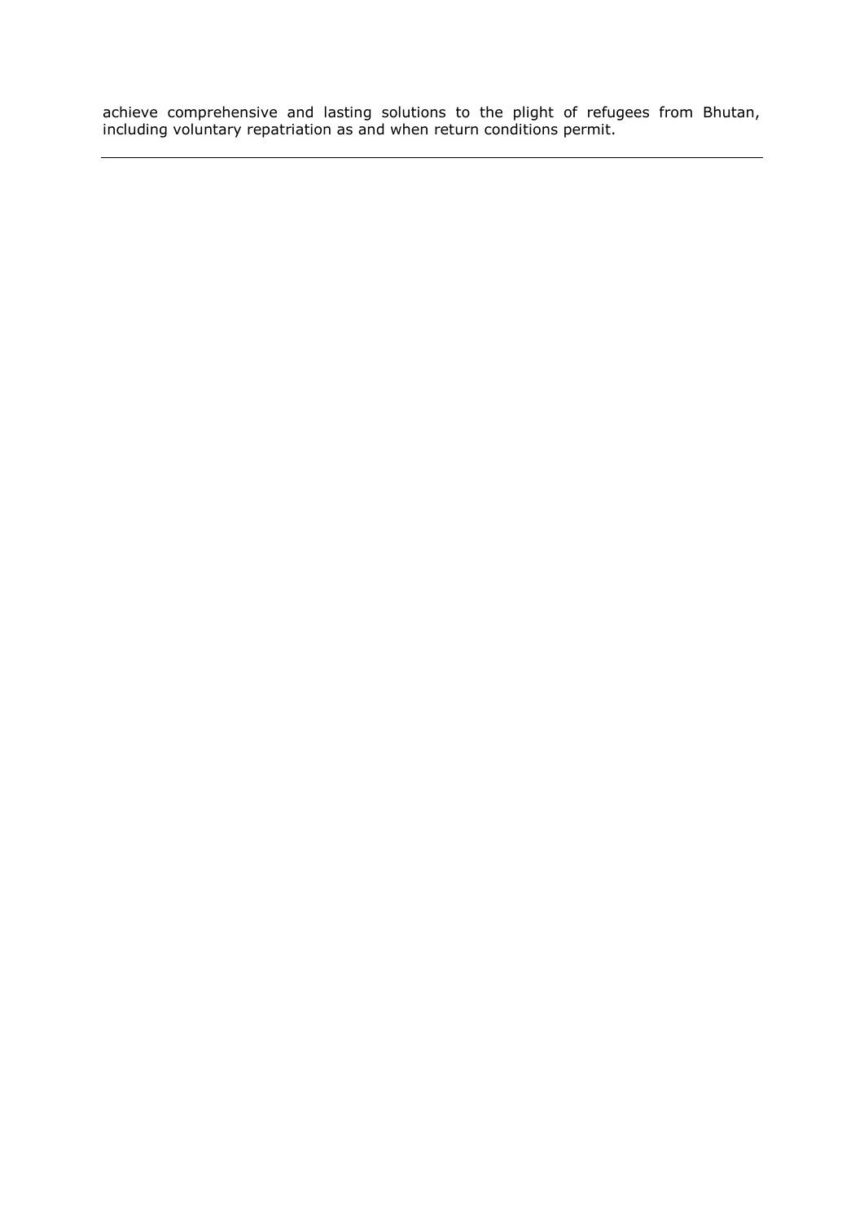achieve comprehensive and lasting solutions to the plight of refugees from Bhutan, including voluntary repatriation as and when return conditions permit.

---